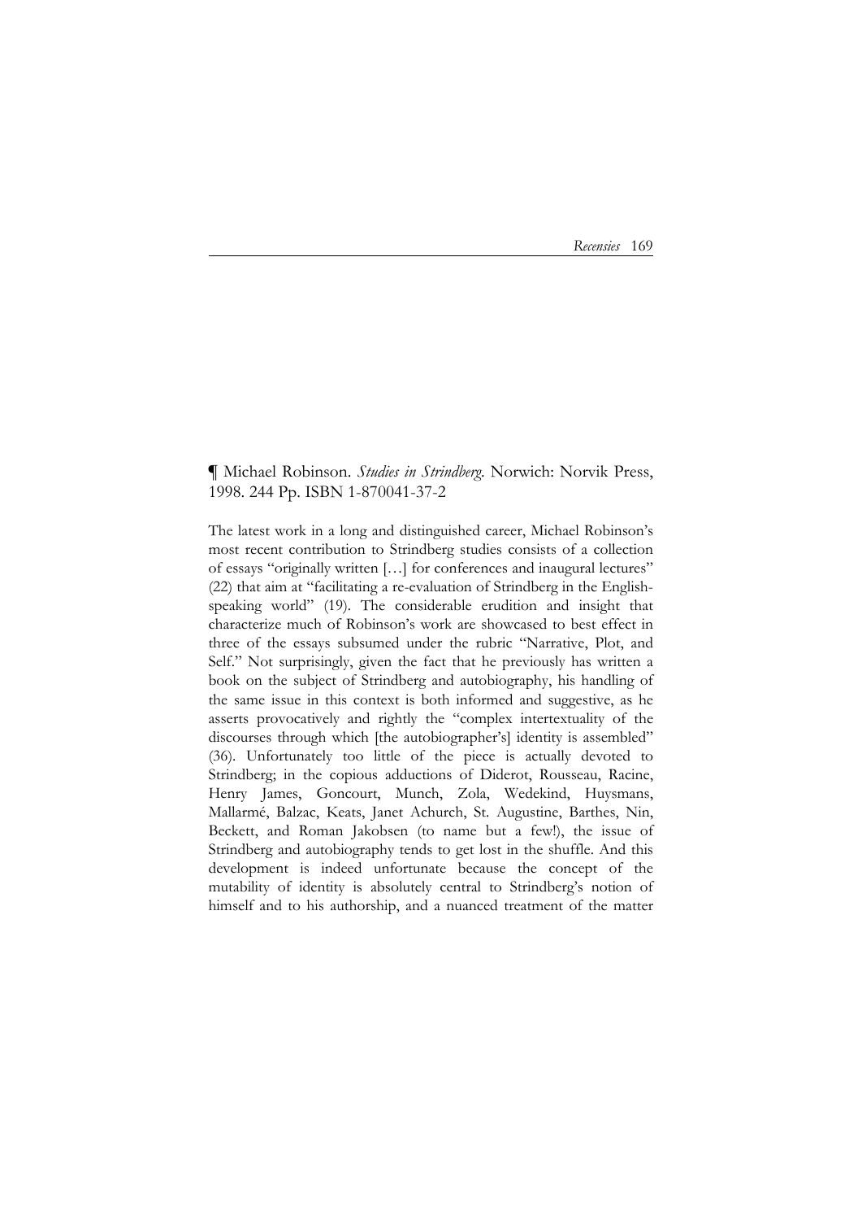¶ Michael Robinson. *Studies in Strindberg.* Norwich: Norvik Press, 1998. 244 Pp. ISBN 1-870041-37-2

The latest work in a long and distinguished career, Michael Robinson's most recent contribution to Strindberg studies consists of a collection of essays "originally written […] for conferences and inaugural lectures" (22) that aim at "facilitating a re-evaluation of Strindberg in the English-speaking world" (19). The considerable erudition and insight that characterize much of Robinson's work are showcased to best effect in three of the essays subsumed under the rubric "Narrative, Plot, and Self." Not surprisingly, given the fact that he previously has written a book on the subject of Strindberg and autobiography, his handling of the same issue in this context is both informed and suggestive, as he asserts provocatively and rightly the "complex intertextuality of the discourses through which [the autobiographer's] identity is assembled" (36). Unfortunately too little of the piece is actually devoted to Strindberg; in the copious adductions of Diderot, Rousseau, Racine, Henry James, Goncourt, Munch, Zola, Wedekind, Huysmans, Mallarmé, Balzac, Keats, Janet Achurch, St. Augustine, Barthes, Nin, Beckett, and Roman Jakobsen (to name but a few!), the issue of Strindberg and autobiography tends to get lost in the shuffle. And this development is indeed unfortunate because the concept of the mutability of identity is absolutely central to Strindberg's notion of himself and to his authorship, and a nuanced treatment of the matter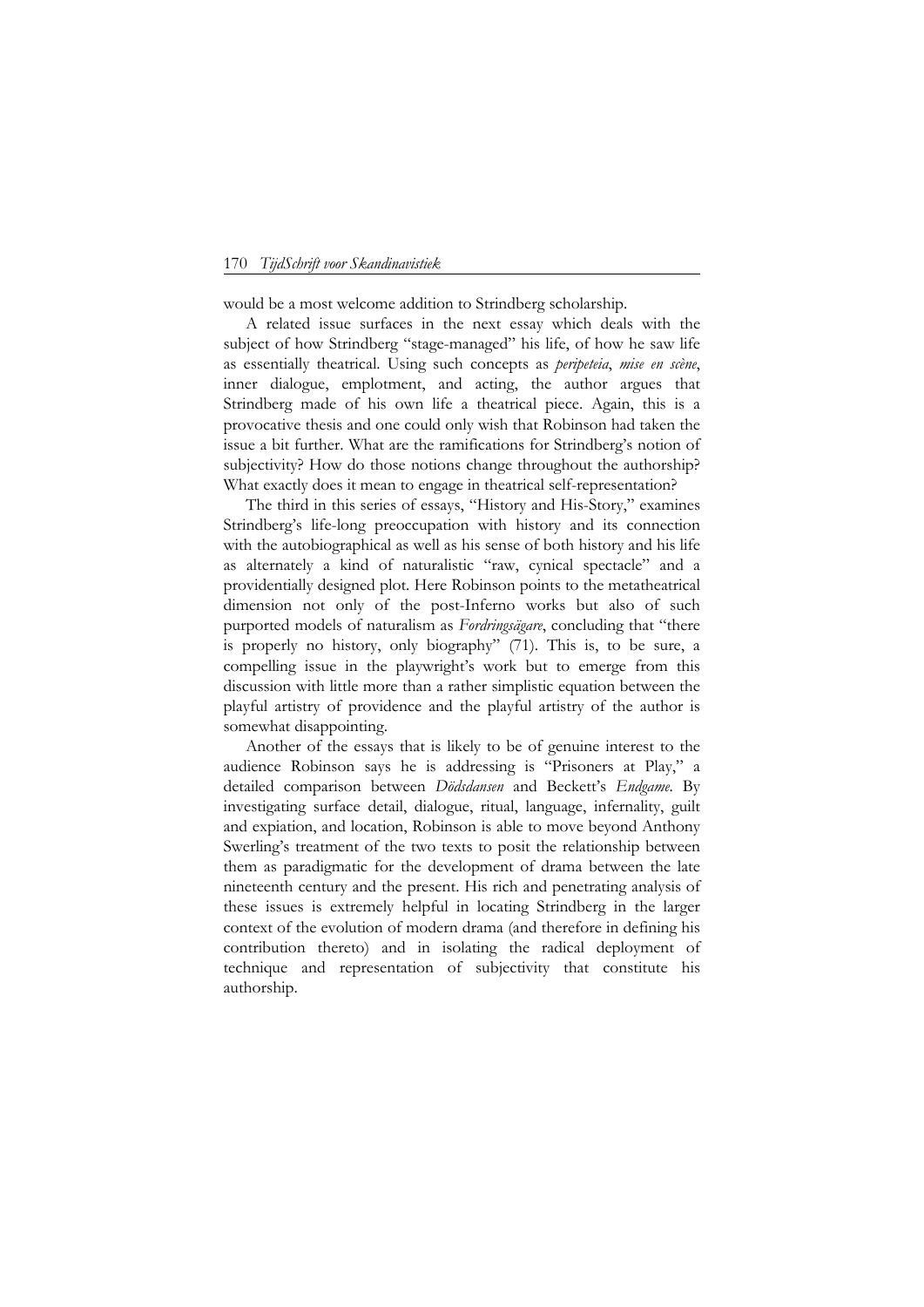would be a most welcome addition to Strindberg scholarship.

A related issue surfaces in the next essay which deals with the subject of how Strindberg "stage-managed" his life, of how he saw life as essentially theatrical. Using such concepts as *peripeteia*, *mise en scène*, inner dialogue, emplotment, and acting, the author argues that Strindberg made of his own life a theatrical piece. Again, this is a provocative thesis and one could only wish that Robinson had taken the issue a bit further. What are the ramifications for Strindberg's notion of subjectivity? How do those notions change throughout the authorship? What exactly does it mean to engage in theatrical self-representation?

The third in this series of essays, "History and His-Story," examines Strindberg's life-long preoccupation with history and its connection with the autobiographical as well as his sense of both history and his life as alternately a kind of naturalistic "raw, cynical spectacle" and a providentially designed plot. Here Robinson points to the metatheatrical dimension not only of the post-Inferno works but also of such purported models of naturalism as *Fordringsägare*, concluding that "there is properly no history, only biography" (71). This is, to be sure, a compelling issue in the playwright's work but to emerge from this discussion with little more than a rather simplistic equation between the playful artistry of providence and the playful artistry of the author is somewhat disappointing.

Another of the essays that is likely to be of genuine interest to the audience Robinson says he is addressing is "Prisoners at Play," a detailed comparison between *Dödsdansen* and Beckett's *Endgame*. By investigating surface detail, dialogue, ritual, language, infernality, guilt and expiation, and location, Robinson is able to move beyond Anthony Swerling's treatment of the two texts to posit the relationship between them as paradigmatic for the development of drama between the late nineteenth century and the present. His rich and penetrating analysis of these issues is extremely helpful in locating Strindberg in the larger context of the evolution of modern drama (and therefore in defining his contribution thereto) and in isolating the radical deployment of technique and representation of subjectivity that constitute his authorship.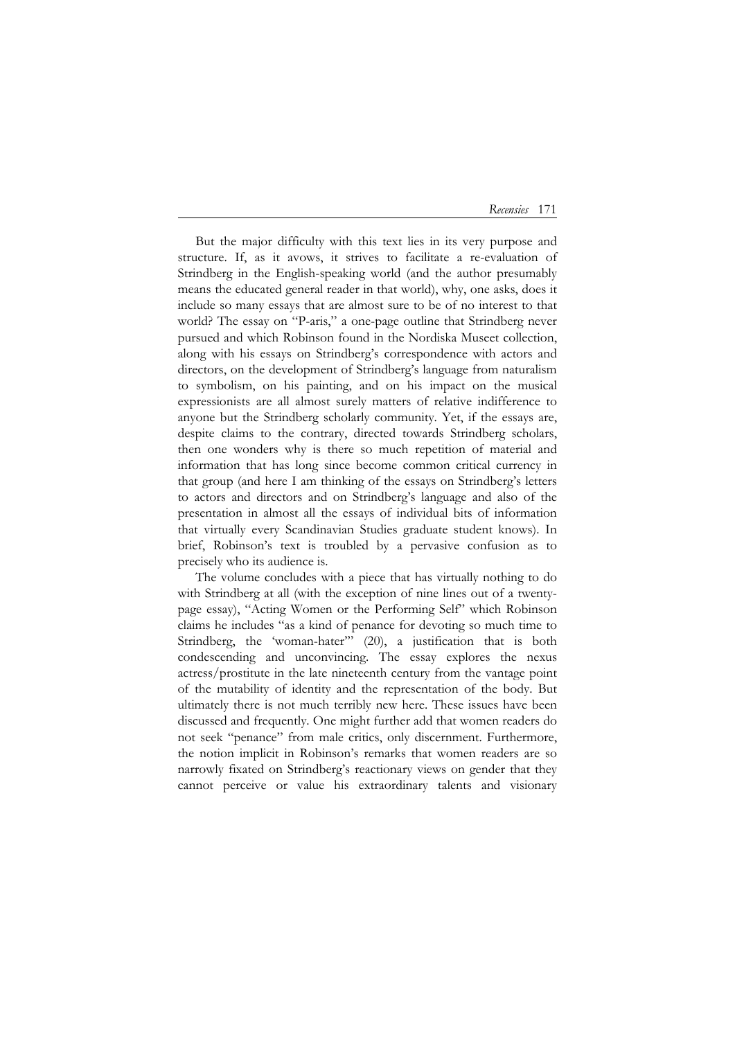But the major difficulty with this text lies in its very purpose and structure. If, as it avows, it strives to facilitate a re-evaluation of Strindberg in the English-speaking world (and the author presumably means the educated general reader in that world), why, one asks, does it include so many essays that are almost sure to be of no interest to that world? The essay on "P-aris," a one-page outline that Strindberg never pursued and which Robinson found in the Nordiska Museet collection, along with his essays on Strindberg's correspondence with actors and directors, on the development of Strindberg's language from naturalism to symbolism, on his painting, and on his impact on the musical expressionists are all almost surely matters of relative indifference to anyone but the Strindberg scholarly community. Yet, if the essays are, despite claims to the contrary, directed towards Strindberg scholars, then one wonders why is there so much repetition of material and information that has long since become common critical currency in that group (and here I am thinking of the essays on Strindberg's letters to actors and directors and on Strindberg's language and also of the presentation in almost all the essays of individual bits of information that virtually every Scandinavian Studies graduate student knows). In brief, Robinson's text is troubled by a pervasive confusion as to precisely who its audience is.

The volume concludes with a piece that has virtually nothing to do with Strindberg at all (with the exception of nine lines out of a twenty-page essay), "Acting Women or the Performing Self" which Robinson claims he includes "as a kind of penance for devoting so much time to Strindberg, the 'woman-hater'" (20), a justification that is both condescending and unconvincing. The essay explores the nexus actress/prostitute in the late nineteenth century from the vantage point of the mutability of identity and the representation of the body. But ultimately there is not much terribly new here. These issues have been discussed and frequently. One might further add that women readers do not seek "penance" from male critics, only discernment. Furthermore, the notion implicit in Robinson's remarks that women readers are so narrowly fixated on Strindberg's reactionary views on gender that they cannot perceive or value his extraordinary talents and visionary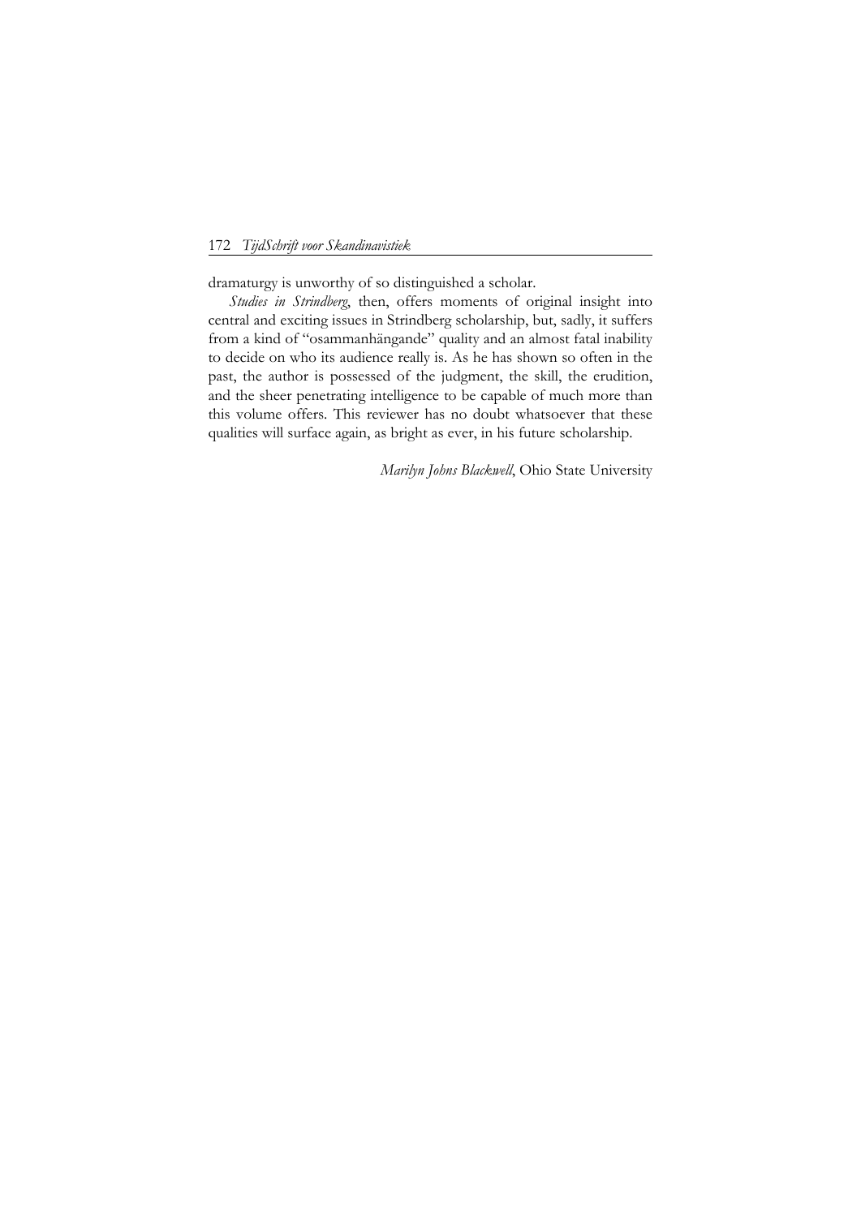dramaturgy is unworthy of so distinguished a scholar.

*Studies in Strindberg*, then, offers moments of original insight into central and exciting issues in Strindberg scholarship, but, sadly, it suffers from a kind of "osammanhängande" quality and an almost fatal inability to decide on who its audience really is. As he has shown so often in the past, the author is possessed of the judgment, the skill, the erudition, and the sheer penetrating intelligence to be capable of much more than this volume offers. This reviewer has no doubt whatsoever that these qualities will surface again, as bright as ever, in his future scholarship.

*Marilyn Johns Blackwell*, Ohio State University